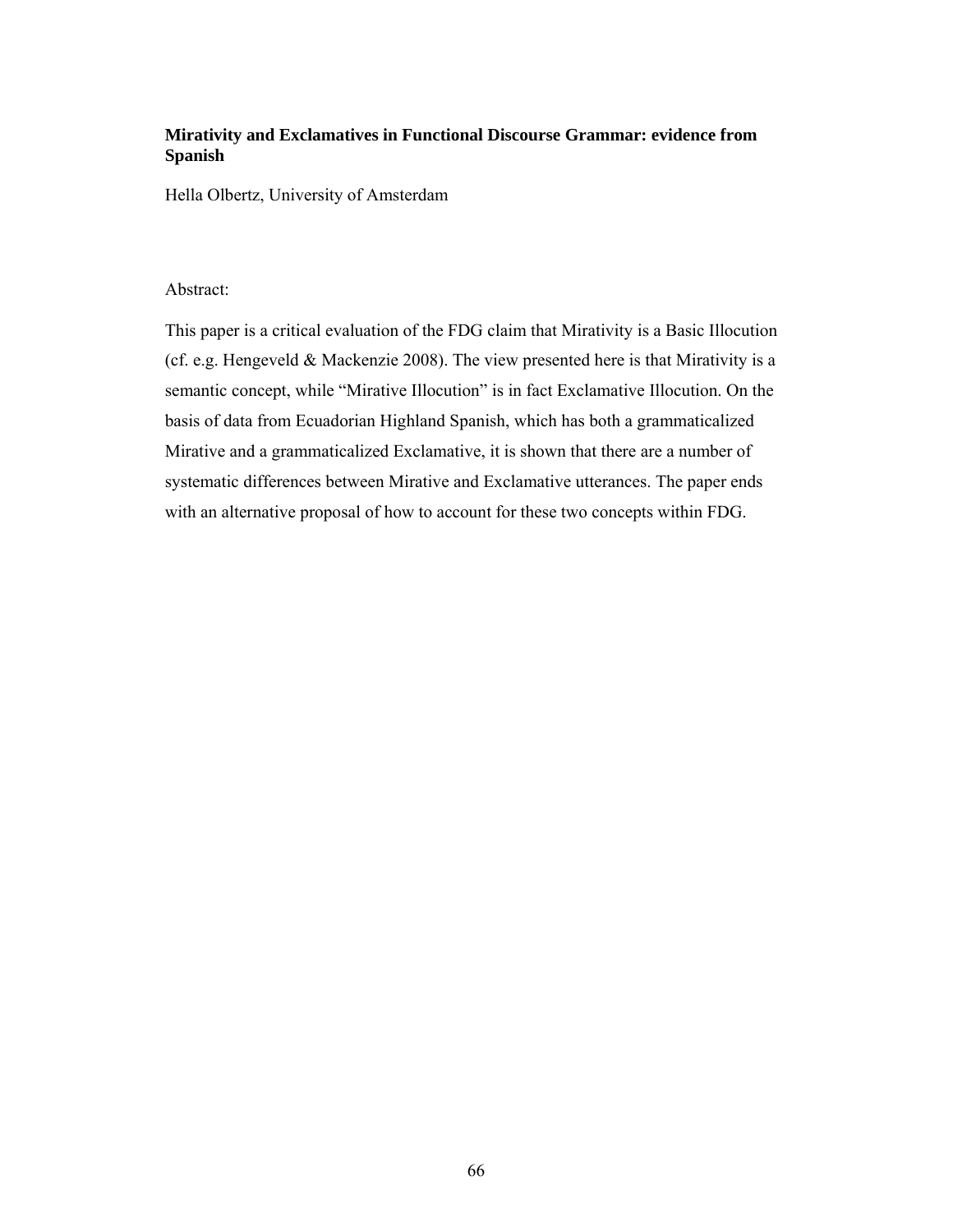**Mirativity and Exclamatives in Functional Discourse Grammar: evidence from Spanish**

Hella Olbertz, University of Amsterdam

Abstract:

This paper is a critical evaluation of the FDG claim that Mirativity is a Basic Illocution (cf. e.g. Hengeveld & Mackenzie 2008). The view presented here is that Mirativity is a semantic concept, while "Mirative Illocution" is in fact Exclamative Illocution. On the basis of data from Ecuadorian Highland Spanish, which has both a grammaticalized Mirative and a grammaticalized Exclamative, it is shown that there are a number of systematic differences between Mirative and Exclamative utterances. The paper ends with an alternative proposal of how to account for these two concepts within FDG.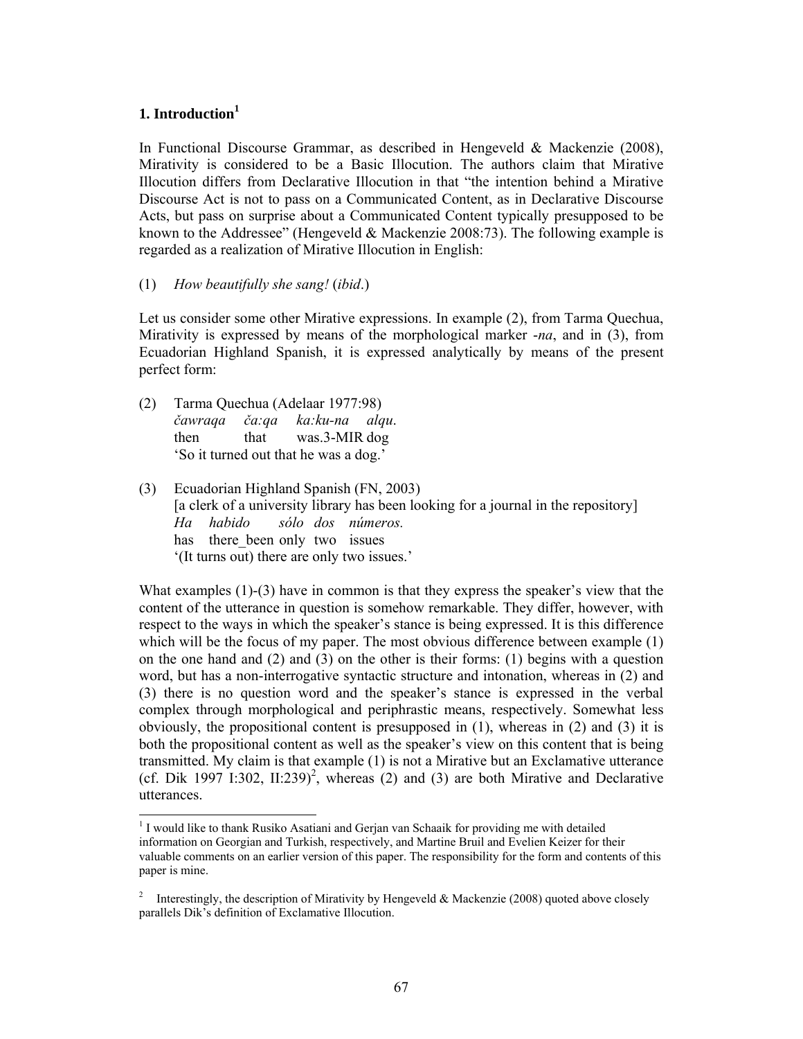## 1. Introduction[1]

In Functional Discourse Grammar, as described in Hengeveld & Mackenzie (2008), Mirativity is considered to be a Basic Illocution. The authors claim that Mirative Illocution differs from Declarative Illocution in that "the intention behind a Mirative Discourse Act is not to pass on a Communicated Content, as in Declarative Discourse Acts, but pass on surprise about a Communicated Content typically presupposed to be known to the Addressee" (Hengeveld & Mackenzie 2008:73). The following example is regarded as a realization of Mirative Illocution in English:

(1) *How beautifully she sang!* (*ibid*.)

Let us consider some other Mirative expressions. In example (2), from Tarma Quechua, Mirativity is expressed by means of the morphological marker -*na*, and in (3), from Ecuadorian Highland Spanish, it is expressed analytically by means of the present perfect form:

(2) Tarma Quechua (Adelaar 1977:98)
*čawraqa čaːqa kaːku-na alqu*.
then that was.3-MIR dog
'So it turned out that he was a dog.'

(3) Ecuadorian Highland Spanish (FN, 2003)
[a clerk of a university library has been looking for a journal in the repository]
*Ha habido sólo dos números.*
has there_been only two issues
'(It turns out) there are only two issues.'

What examples (1)-(3) have in common is that they express the speaker's view that the content of the utterance in question is somehow remarkable. They differ, however, with respect to the ways in which the speaker's stance is being expressed. It is this difference which will be the focus of my paper. The most obvious difference between example (1) on the one hand and (2) and (3) on the other is their forms: (1) begins with a question word, but has a non-interrogative syntactic structure and intonation, whereas in (2) and (3) there is no question word and the speaker's stance is expressed in the verbal complex through morphological and periphrastic means, respectively. Somewhat less obviously, the propositional content is presupposed in (1), whereas in (2) and (3) it is both the propositional content as well as the speaker's view on this content that is being transmitted. My claim is that example (1) is not a Mirative but an Exclamative utterance (cf. Dik 1997 I:302, II:239)[2], whereas (2) and (3) are both Mirative and Declarative utterances.

[1] I would like to thank Rusiko Asatiani and Gerjan van Schaaik for providing me with detailed information on Georgian and Turkish, respectively, and Martine Bruil and Evelien Keizer for their valuable comments on an earlier version of this paper. The responsibility for the form and contents of this paper is mine.

[2] Interestingly, the description of Mirativity by Hengeveld & Mackenzie (2008) quoted above closely parallels Dik's definition of Exclamative Illocution.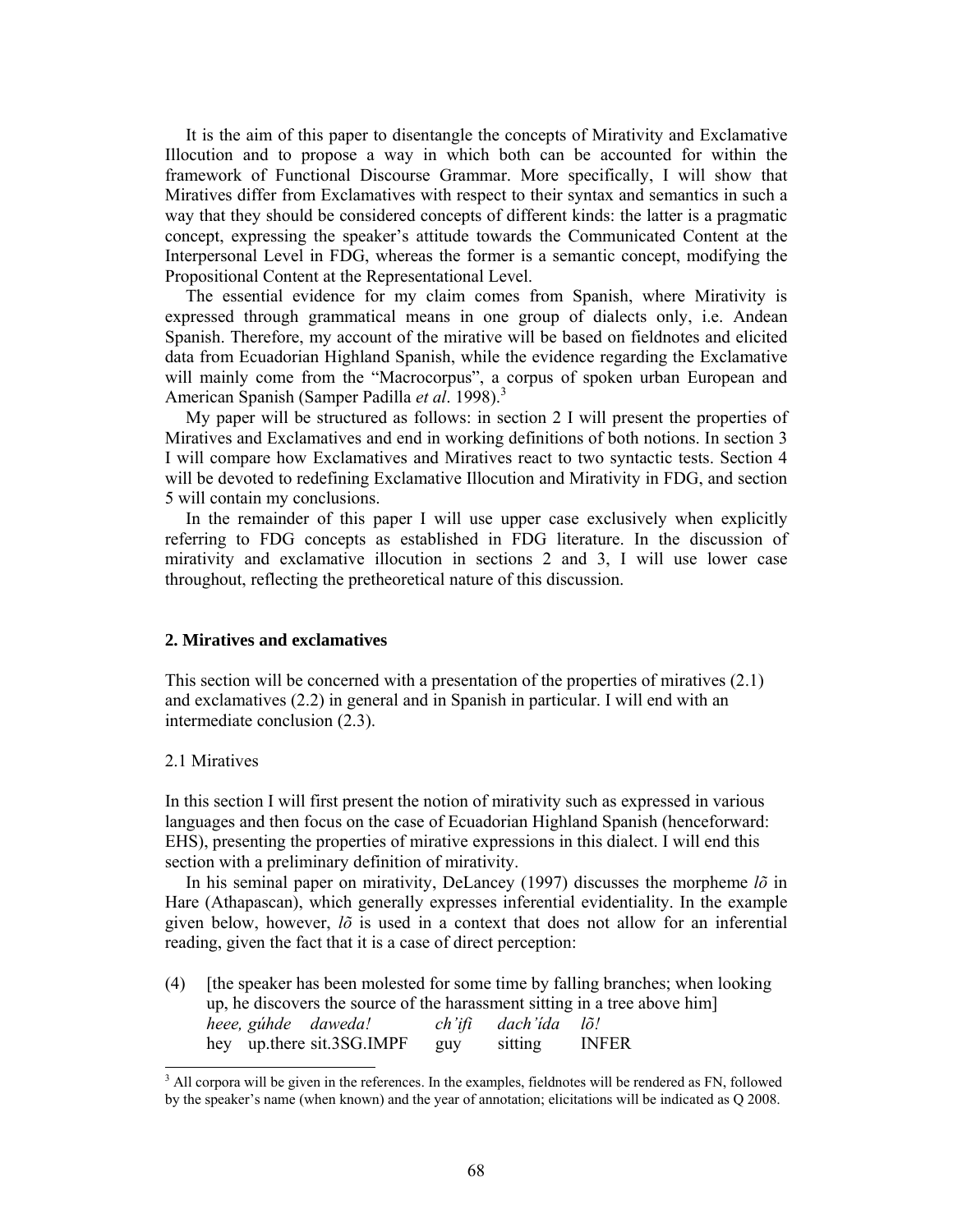It is the aim of this paper to disentangle the concepts of Mirativity and Exclamative Illocution and to propose a way in which both can be accounted for within the framework of Functional Discourse Grammar. More specifically, I will show that Miratives differ from Exclamatives with respect to their syntax and semantics in such a way that they should be considered concepts of different kinds: the latter is a pragmatic concept, expressing the speaker's attitude towards the Communicated Content at the Interpersonal Level in FDG, whereas the former is a semantic concept, modifying the Propositional Content at the Representational Level.

The essential evidence for my claim comes from Spanish, where Mirativity is expressed through grammatical means in one group of dialects only, i.e. Andean Spanish. Therefore, my account of the mirative will be based on fieldnotes and elicited data from Ecuadorian Highland Spanish, while the evidence regarding the Exclamative will mainly come from the "Macrocorpus", a corpus of spoken urban European and American Spanish (Samper Padilla *et al*. 1998).[3]

My paper will be structured as follows: in section 2 I will present the properties of Miratives and Exclamatives and end in working definitions of both notions. In section 3 I will compare how Exclamatives and Miratives react to two syntactic tests. Section 4 will be devoted to redefining Exclamative Illocution and Mirativity in FDG, and section 5 will contain my conclusions.

In the remainder of this paper I will use upper case exclusively when explicitly referring to FDG concepts as established in FDG literature. In the discussion of mirativity and exclamative illocution in sections 2 and 3, I will use lower case throughout, reflecting the pretheoretical nature of this discussion.

## 2. Miratives and exclamatives

This section will be concerned with a presentation of the properties of miratives (2.1) and exclamatives (2.2) in general and in Spanish in particular. I will end with an intermediate conclusion (2.3).

### 2.1 Miratives

In this section I will first present the notion of mirativity such as expressed in various languages and then focus on the case of Ecuadorian Highland Spanish (henceforward: EHS), presenting the properties of mirative expressions in this dialect. I will end this section with a preliminary definition of mirativity.

In his seminal paper on mirativity, DeLancey (1997) discusses the morpheme *lõ* in Hare (Athapascan), which generally expresses inferential evidentiality. In the example given below, however, *lõ* is used in a context that does not allow for an inferential reading, given the fact that it is a case of direct perception:

(4) [the speaker has been molested for some time by falling branches; when looking up, he discovers the source of the harassment sitting in a tree above him]

| *heee,* | *gúhde* | *daweda!* | *ch'ifi* | *dach'ída* | *lõ!* |
|---|---|---|---|---|---|
| hey | up.there | sit.3SG.IMPF | guy | sitting | INFER |

[3] All corpora will be given in the references. In the examples, fieldnotes will be rendered as FN, followed by the speaker's name (when known) and the year of annotation; elicitations will be indicated as Q 2008.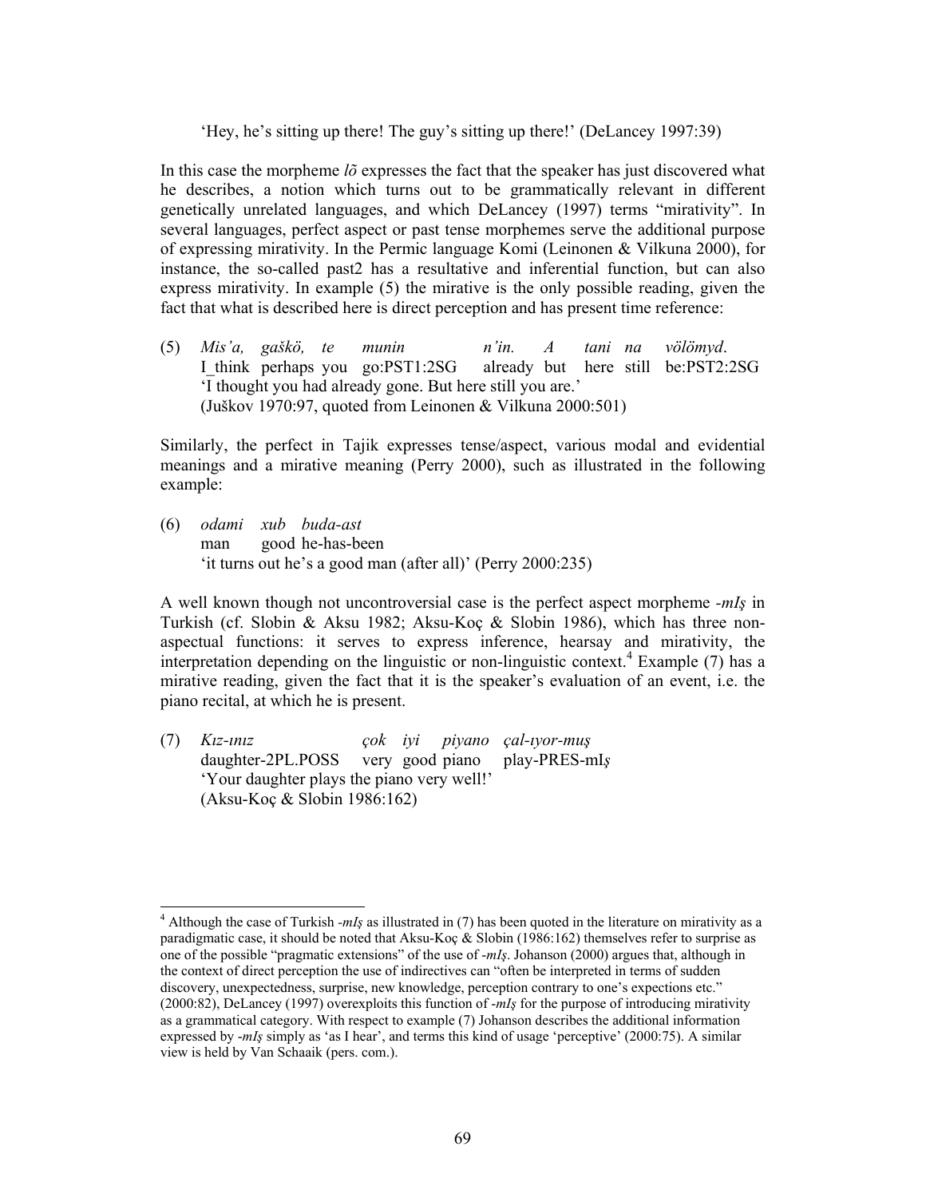'Hey, he's sitting up there! The guy's sitting up there!' (DeLancey 1997:39)

In this case the morpheme *lõ* expresses the fact that the speaker has just discovered what he describes, a notion which turns out to be grammatically relevant in different genetically unrelated languages, and which DeLancey (1997) terms "mirativity". In several languages, perfect aspect or past tense morphemes serve the additional purpose of expressing mirativity. In the Permic language Komi (Leinonen & Vilkuna 2000), for instance, the so-called past2 has a resultative and inferential function, but can also express mirativity. In example (5) the mirative is the only possible reading, given the fact that what is described here is direct perception and has present time reference:

(5) *Mis'a, gaškö, te munin n'in. A tani na völömyd.*
I_think perhaps you go:PST1:2SG already but here still be:PST2:2SG
'I thought you had already gone. But here still you are.'
(Juškov 1970:97, quoted from Leinonen & Vilkuna 2000:501)

Similarly, the perfect in Tajik expresses tense/aspect, various modal and evidential meanings and a mirative meaning (Perry 2000), such as illustrated in the following example:

(6) *odami xub buda-ast*
man good he-has-been
'it turns out he's a good man (after all)' (Perry 2000:235)

A well known though not uncontroversial case is the perfect aspect morpheme *-mIş* in Turkish (cf. Slobin & Aksu 1982; Aksu-Koç & Slobin 1986), which has three non-aspectual functions: it serves to express inference, hearsay and mirativity, the interpretation depending on the linguistic or non-linguistic context.[4] Example (7) has a mirative reading, given the fact that it is the speaker's evaluation of an event, i.e. the piano recital, at which he is present.

(7) *Kız-ınız çok iyi piyano çal-ıyor-muş*
daughter-2PL.POSS very good piano play-PRES-mI*ş*
'Your daughter plays the piano very well!'
(Aksu-Koç & Slobin 1986:162)

[4] Although the case of Turkish *-mIş* as illustrated in (7) has been quoted in the literature on mirativity as a paradigmatic case, it should be noted that Aksu-Koç & Slobin (1986:162) themselves refer to surprise as one of the possible "pragmatic extensions" of the use of *-mIş*. Johanson (2000) argues that, although in the context of direct perception the use of indirectives can "often be interpreted in terms of sudden discovery, unexpectedness, surprise, new knowledge, perception contrary to one's expectations etc." (2000:82), DeLancey (1997) overexploits this function of *-mIş* for the purpose of introducing mirativity as a grammatical category. With respect to example (7) Johanson describes the additional information expressed by *-mIş* simply as 'as I hear', and terms this kind of usage 'perceptive' (2000:75). A similar view is held by Van Schaaik (pers. com.).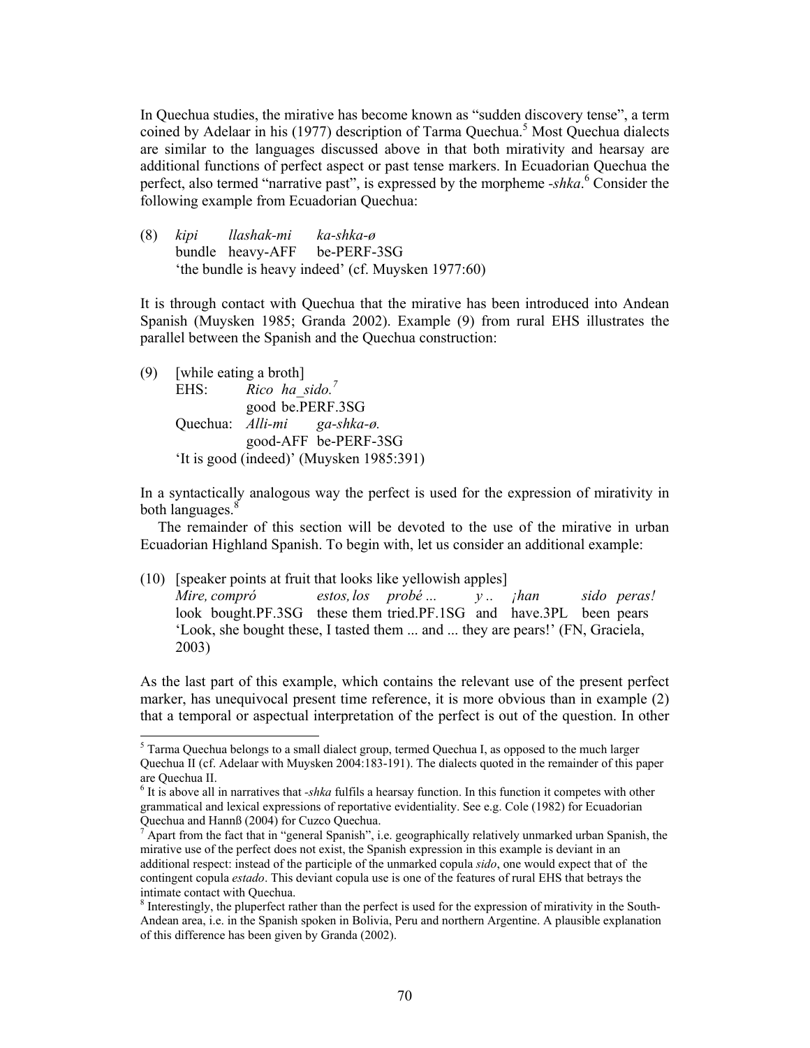In Quechua studies, the mirative has become known as "sudden discovery tense", a term coined by Adelaar in his (1977) description of Tarma Quechua.[5] Most Quechua dialects are similar to the languages discussed above in that both mirativity and hearsay are additional functions of perfect aspect or past tense markers. In Ecuadorian Quechua the perfect, also termed "narrative past", is expressed by the morpheme *-shka*.[6] Consider the following example from Ecuadorian Quechua:

(8) *kipi* *llashak-mi* *ka-shka-ø*
bundle heavy-AFF be-PERF-3SG
'the bundle is heavy indeed' (cf. Muysken 1977:60)

It is through contact with Quechua that the mirative has been introduced into Andean Spanish (Muysken 1985; Granda 2002). Example (9) from rural EHS illustrates the parallel between the Spanish and the Quechua construction:

(9) [while eating a broth]
EHS: *Rico ha_sido.*[7]
good be.PERF.3SG
Quechua: *Alli-mi ga-shka-ø.*
good-AFF be-PERF-3SG
'It is good (indeed)' (Muysken 1985:391)

In a syntactically analogous way the perfect is used for the expression of mirativity in both languages.[8]

The remainder of this section will be devoted to the use of the mirative in urban Ecuadorian Highland Spanish. To begin with, let us consider an additional example:

(10) [speaker points at fruit that looks like yellowish apples]
*Mire, compró estos, los probé ... y .. ¡han sido peras!*
look bought.PF.3SG these them tried.PF.1SG and have.3PL been pears
'Look, she bought these, I tasted them ... and ... they are pears!' (FN, Graciela, 2003)

As the last part of this example, which contains the relevant use of the present perfect marker, has unequivocal present time reference, it is more obvious than in example (2) that a temporal or aspectual interpretation of the perfect is out of the question. In other

[5] Tarma Quechua belongs to a small dialect group, termed Quechua I, as opposed to the much larger Quechua II (cf. Adelaar with Muysken 2004:183-191). The dialects quoted in the remainder of this paper are Quechua II.

[6] It is above all in narratives that *-shka* fulfils a hearsay function. In this function it competes with other grammatical and lexical expressions of reportative evidentiality. See e.g. Cole (1982) for Ecuadorian Quechua and Hannß (2004) for Cuzco Quechua.

[7] Apart from the fact that in "general Spanish", i.e. geographically relatively unmarked urban Spanish, the mirative use of the perfect does not exist, the Spanish expression in this example is deviant in an additional respect: instead of the participle of the unmarked copula *sido*, one would expect that of the contingent copula *estado*. This deviant copula use is one of the features of rural EHS that betrays the intimate contact with Quechua.

[8] Interestingly, the pluperfect rather than the perfect is used for the expression of mirativity in the South-Andean area, i.e. in the Spanish spoken in Bolivia, Peru and northern Argentine. A plausible explanation of this difference has been given by Granda (2002).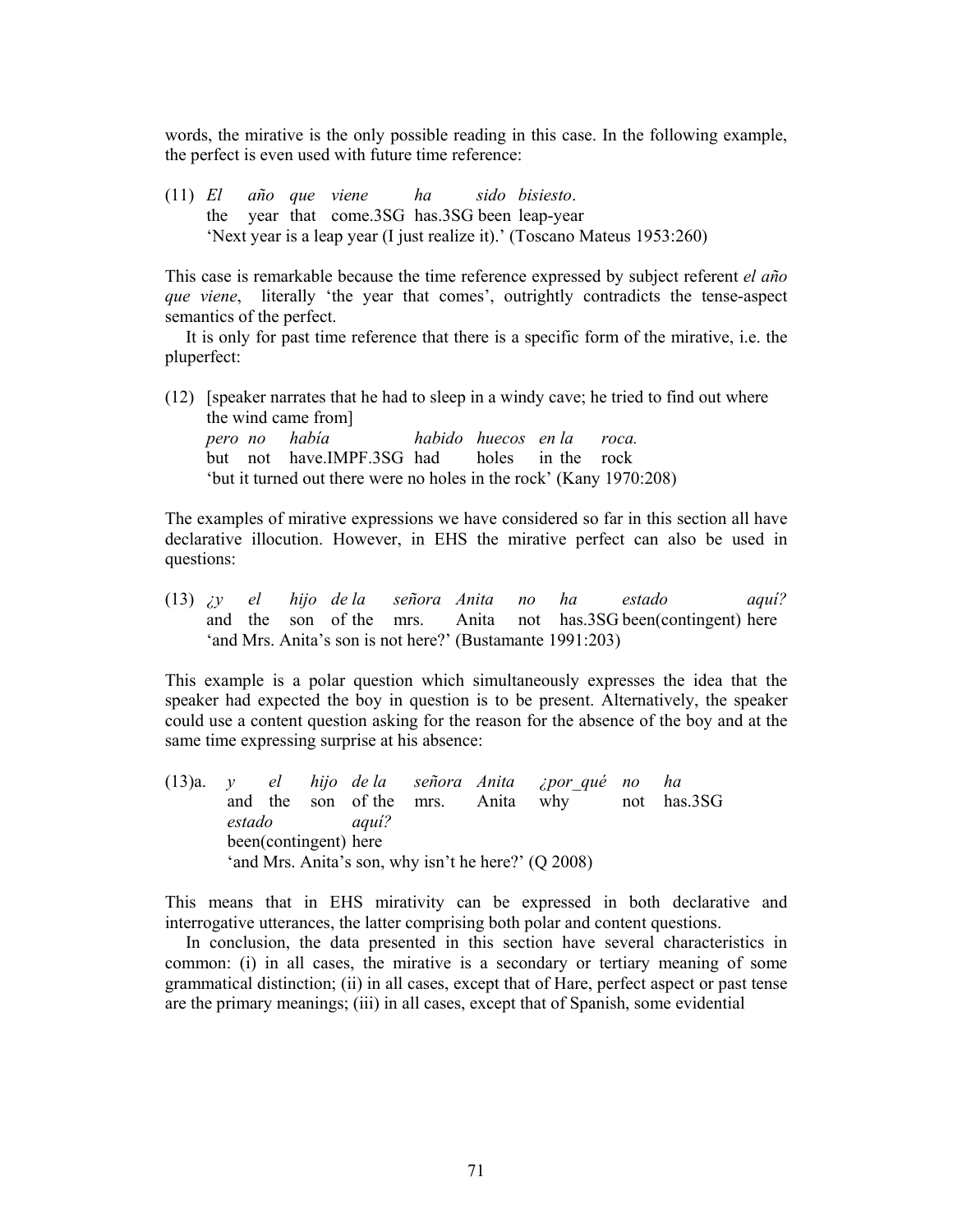words, the mirative is the only possible reading in this case. In the following example, the perfect is even used with future time reference:

(11) *El año que viene ha sido bisiesto*.
the year that come.3SG has.3SG been leap-year
'Next year is a leap year (I just realize it).' (Toscano Mateus 1953:260)

This case is remarkable because the time reference expressed by subject referent *el año que viene*, literally 'the year that comes', outrightly contradicts the tense-aspect semantics of the perfect.

It is only for past time reference that there is a specific form of the mirative, i.e. the pluperfect:

(12) [speaker narrates that he had to sleep in a windy cave; he tried to find out where the wind came from]
*pero no había habido huecos en la roca.*
but not have.IMPF.3SG had holes in the rock
'but it turned out there were no holes in the rock' (Kany 1970:208)

The examples of mirative expressions we have considered so far in this section all have declarative illocution. However, in EHS the mirative perfect can also be used in questions:

(13) *¿y el hijo de la señora Anita no ha estado aquí?*
and the son of the mrs. Anita not has.3SG been(contingent) here
'and Mrs. Anita's son is not here?' (Bustamante 1991:203)

This example is a polar question which simultaneously expresses the idea that the speaker had expected the boy in question is to be present. Alternatively, the speaker could use a content question asking for the reason for the absence of the boy and at the same time expressing surprise at his absence:

(13)a. *y el hijo de la señora Anita ¿por_qué no ha estado aquí?*
and the son of the mrs. Anita why not has.3SG been(contingent) here
'and Mrs. Anita's son, why isn't he here?' (Q 2008)

This means that in EHS mirativity can be expressed in both declarative and interrogative utterances, the latter comprising both polar and content questions.

In conclusion, the data presented in this section have several characteristics in common: (i) in all cases, the mirative is a secondary or tertiary meaning of some grammatical distinction; (ii) in all cases, except that of Hare, perfect aspect or past tense are the primary meanings; (iii) in all cases, except that of Spanish, some evidential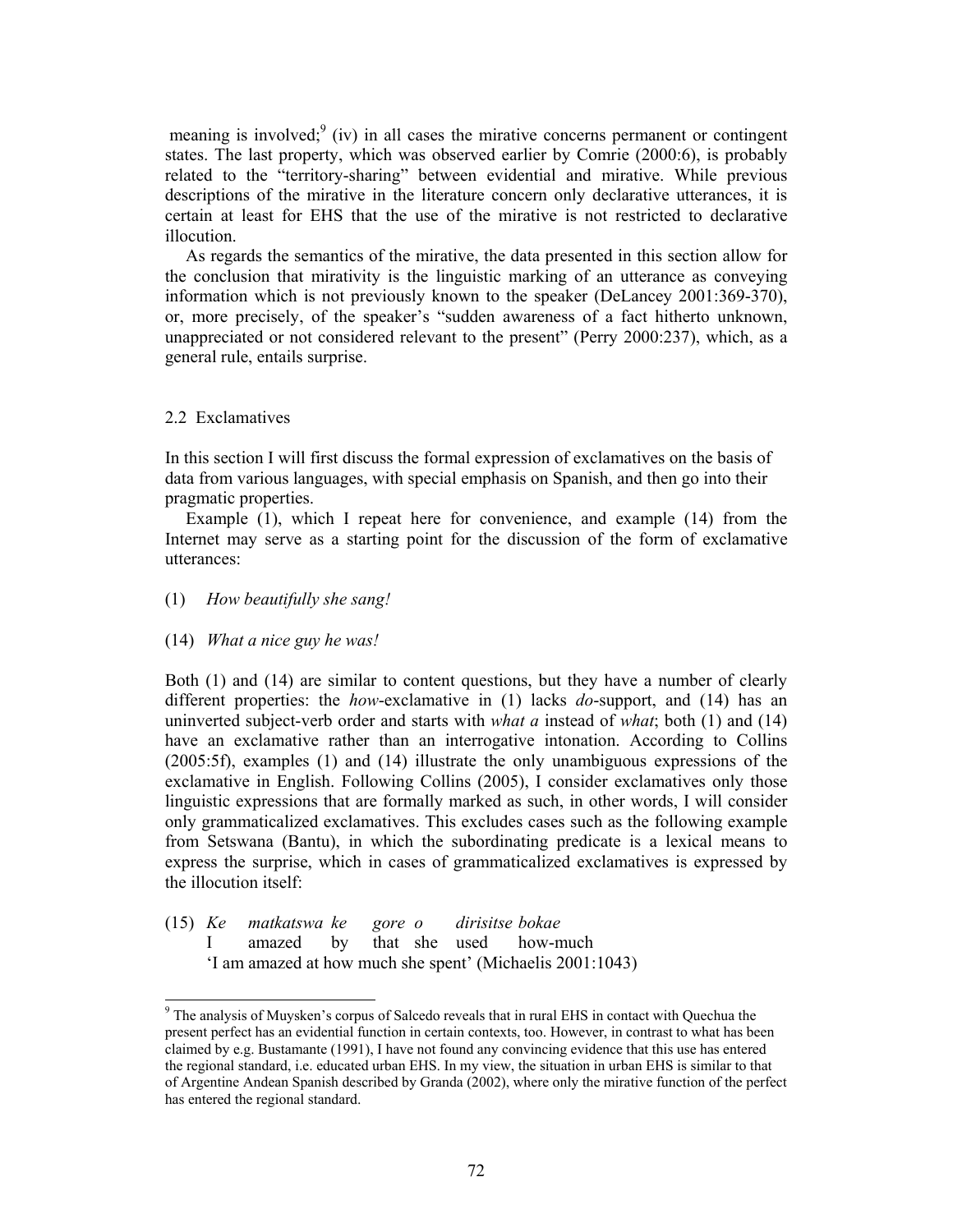meaning is involved;[9] (iv) in all cases the mirative concerns permanent or contingent states. The last property, which was observed earlier by Comrie (2000:6), is probably related to the "territory-sharing" between evidential and mirative. While previous descriptions of the mirative in the literature concern only declarative utterances, it is certain at least for EHS that the use of the mirative is not restricted to declarative illocution.

As regards the semantics of the mirative, the data presented in this section allow for the conclusion that mirativity is the linguistic marking of an utterance as conveying information which is not previously known to the speaker (DeLancey 2001:369-370), or, more precisely, of the speaker's "sudden awareness of a fact hitherto unknown, unappreciated or not considered relevant to the present" (Perry 2000:237), which, as a general rule, entails surprise.

### 2.2 Exclamatives

In this section I will first discuss the formal expression of exclamatives on the basis of data from various languages, with special emphasis on Spanish, and then go into their pragmatic properties.

Example (1), which I repeat here for convenience, and example (14) from the Internet may serve as a starting point for the discussion of the form of exclamative utterances:

(1) *How beautifully she sang!*

(14) *What a nice guy he was!*

Both (1) and (14) are similar to content questions, but they have a number of clearly different properties: the *how*-exclamative in (1) lacks *do*-support, and (14) has an uninverted subject-verb order and starts with *what a* instead of *what*; both (1) and (14) have an exclamative rather than an interrogative intonation. According to Collins (2005:5f), examples (1) and (14) illustrate the only unambiguous expressions of the exclamative in English. Following Collins (2005), I consider exclamatives only those linguistic expressions that are formally marked as such, in other words, I will consider only grammaticalized exclamatives. This excludes cases such as the following example from Setswana (Bantu), in which the subordinating predicate is a lexical means to express the surprise, which in cases of grammaticalized exclamatives is expressed by the illocution itself:

(15) *Ke matkatswa ke gore o dirisitse bokae*
I amazed by that she used how-much
'I am amazed at how much she spent' (Michaelis 2001:1043)

[9] The analysis of Muysken's corpus of Salcedo reveals that in rural EHS in contact with Quechua the present perfect has an evidential function in certain contexts, too. However, in contrast to what has been claimed by e.g. Bustamante (1991), I have not found any convincing evidence that this use has entered the regional standard, i.e. educated urban EHS. In my view, the situation in urban EHS is similar to that of Argentine Andean Spanish described by Granda (2002), where only the mirative function of the perfect has entered the regional standard.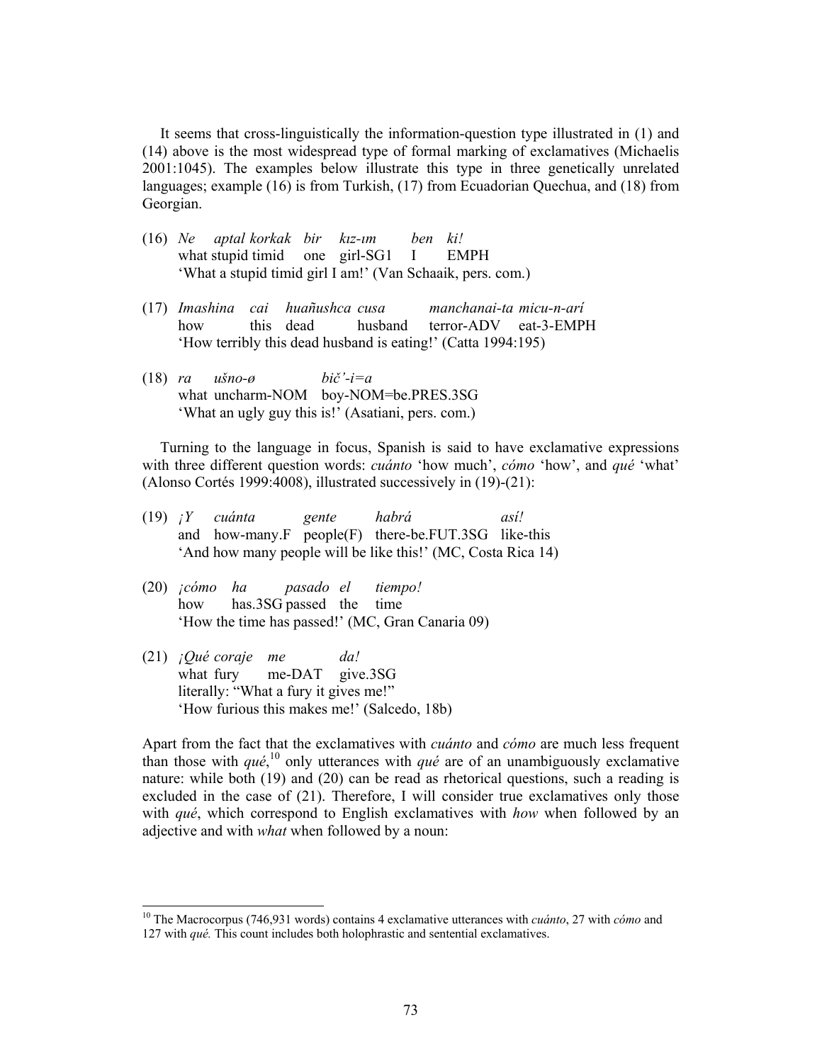It seems that cross-linguistically the information-question type illustrated in (1) and (14) above is the most widespread type of formal marking of exclamatives (Michaelis 2001:1045). The examples below illustrate this type in three genetically unrelated languages; example (16) is from Turkish, (17) from Ecuadorian Quechua, and (18) from Georgian.

(16) *Ne aptal korkak bir kız-ım ben ki!*
what stupid timid one girl-SG1 I EMPH
'What a stupid timid girl I am!' (Van Schaaik, pers. com.)

(17) *Imashina cai huañushca cusa manchanai-ta micu-n-arí*
how this dead husband terror-ADV eat-3-EMPH
'How terribly this dead husband is eating!' (Catta 1994:195)

(18) *ra ušno-ø bič'-i=a*
what uncharm-NOM boy-NOM=be.PRES.3SG
'What an ugly guy this is!' (Asatiani, pers. com.)

Turning to the language in focus, Spanish is said to have exclamative expressions with three different question words: *cuánto* 'how much', *cómo* 'how', and *qué* 'what' (Alonso Cortés 1999:4008), illustrated successively in (19)-(21):

(19) *¡Y cuánta gente habrá así!*
and how-many.F people(F) there-be.FUT.3SG like-this
'And how many people will be like this!' (MC, Costa Rica 14)

(20) *¡cómo ha pasado el tiempo!*
how has.3SG passed the time
'How the time has passed!' (MC, Gran Canaria 09)

(21) *¡Qué coraje me da!*
what fury me-DAT give.3SG
literally: "What a fury it gives me!"
'How furious this makes me!' (Salcedo, 18b)

Apart from the fact that the exclamatives with *cuánto* and *cómo* are much less frequent than those with *qué*,[10] only utterances with *qué* are of an unambiguously exclamative nature: while both (19) and (20) can be read as rhetorical questions, such a reading is excluded in the case of (21). Therefore, I will consider true exclamatives only those with *qué*, which correspond to English exclamatives with *how* when followed by an adjective and with *what* when followed by a noun:

[10] The Macrocorpus (746,931 words) contains 4 exclamative utterances with *cuánto*, 27 with *cómo* and 127 with *qué*. This count includes both holophrastic and sentential exclamatives.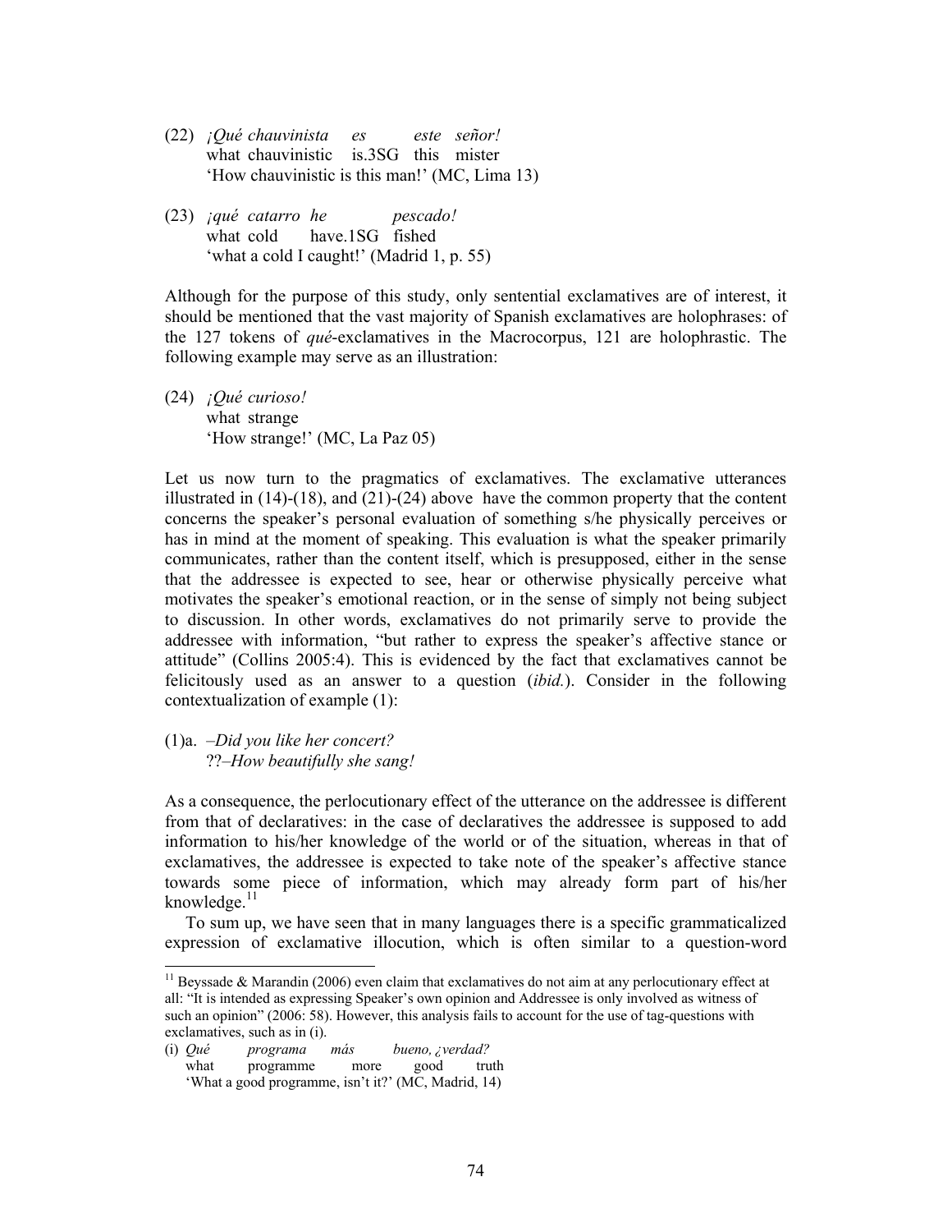(22) *¡Qué chauvinista es este señor!*
what chauvinistic is.3SG this mister
'How chauvinistic is this man!' (MC, Lima 13)

(23) *¡qué catarro he pescado!*
what cold have.1SG fished
'what a cold I caught!' (Madrid 1, p. 55)

Although for the purpose of this study, only sentential exclamatives are of interest, it should be mentioned that the vast majority of Spanish exclamatives are holophrases: of the 127 tokens of *qué*-exclamatives in the Macrocorpus, 121 are holophrastic. The following example may serve as an illustration:

(24) *¡Qué curioso!*
what strange
'How strange!' (MC, La Paz 05)

Let us now turn to the pragmatics of exclamatives. The exclamative utterances illustrated in (14)-(18), and (21)-(24) above have the common property that the content concerns the speaker's personal evaluation of something s/he physically perceives or has in mind at the moment of speaking. This evaluation is what the speaker primarily communicates, rather than the content itself, which is presupposed, either in the sense that the addressee is expected to see, hear or otherwise physically perceive what motivates the speaker's emotional reaction, or in the sense of simply not being subject to discussion. In other words, exclamatives do not primarily serve to provide the addressee with information, "but rather to express the speaker's affective stance or attitude" (Collins 2005:4). This is evidenced by the fact that exclamatives cannot be felicitously used as an answer to a question (*ibid.*). Consider in the following contextualization of example (1):

(1)a. *–Did you like her concert?*
??*–How beautifully she sang!*

As a consequence, the perlocutionary effect of the utterance on the addressee is different from that of declaratives: in the case of declaratives the addressee is supposed to add information to his/her knowledge of the world or of the situation, whereas in that of exclamatives, the addressee is expected to take note of the speaker's affective stance towards some piece of information, which may already form part of his/her knowledge.[11]

To sum up, we have seen that in many languages there is a specific grammaticalized expression of exclamative illocution, which is often similar to a question-word

[11] Beyssade & Marandin (2006) even claim that exclamatives do not aim at any perlocutionary effect at all: "It is intended as expressing Speaker's own opinion and Addressee is only involved as witness of such an opinion" (2006: 58). However, this analysis fails to account for the use of tag-questions with exclamatives, such as in (i).

(i) *Qué programa más bueno, ¿verdad?*
what programme more good truth
'What a good programme, isn't it?' (MC, Madrid, 14)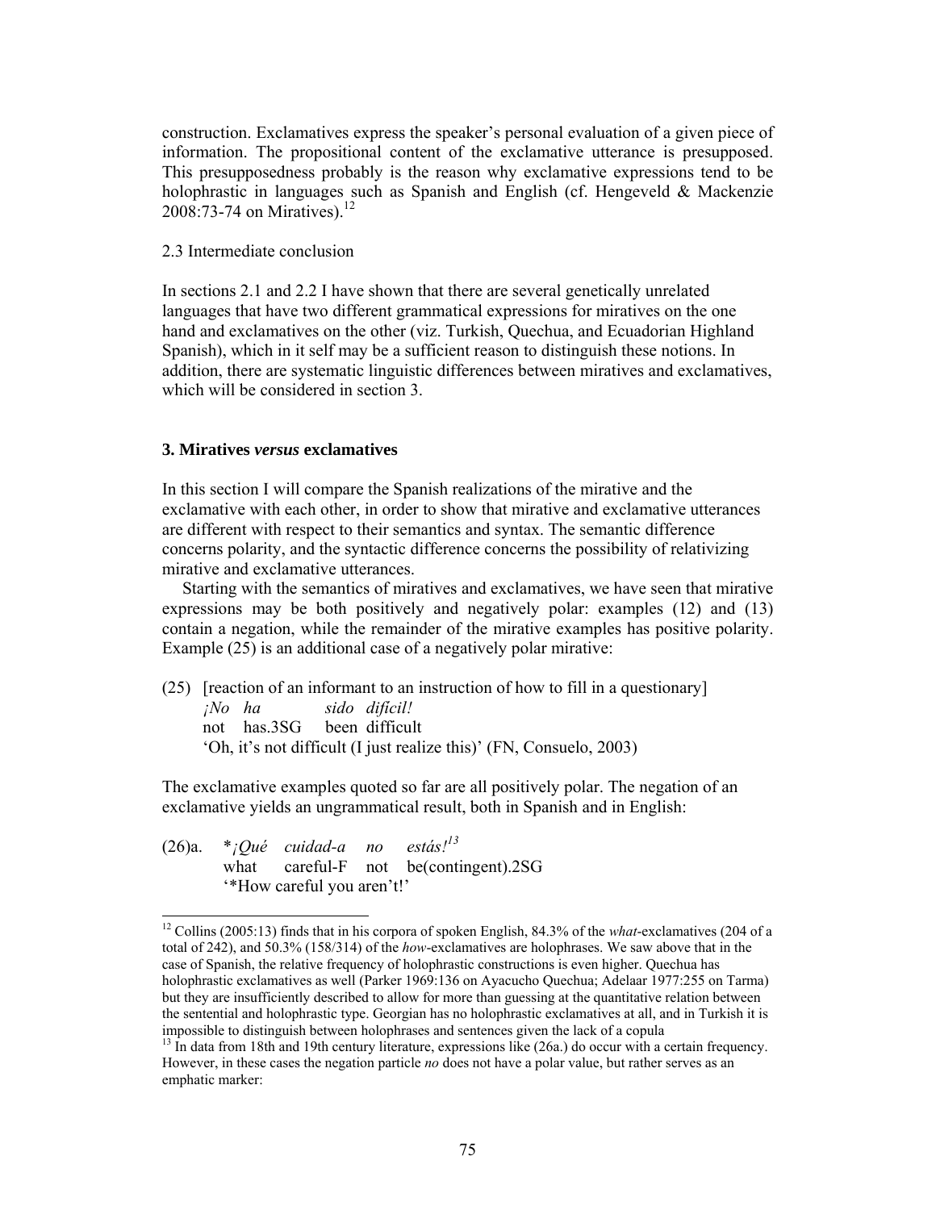construction. Exclamatives express the speaker's personal evaluation of a given piece of information. The propositional content of the exclamative utterance is presupposed. This presupposedness probably is the reason why exclamative expressions tend to be holophrastic in languages such as Spanish and English (cf. Hengeveld & Mackenzie 2008:73-74 on Miratives).[12]

2.3 Intermediate conclusion

In sections 2.1 and 2.2 I have shown that there are several genetically unrelated languages that have two different grammatical expressions for miratives on the one hand and exclamatives on the other (viz. Turkish, Quechua, and Ecuadorian Highland Spanish), which in it self may be a sufficient reason to distinguish these notions. In addition, there are systematic linguistic differences between miratives and exclamatives, which will be considered in section 3.

## 3. Miratives *versus* exclamatives

In this section I will compare the Spanish realizations of the mirative and the exclamative with each other, in order to show that mirative and exclamative utterances are different with respect to their semantics and syntax. The semantic difference concerns polarity, and the syntactic difference concerns the possibility of relativizing mirative and exclamative utterances.

Starting with the semantics of miratives and exclamatives, we have seen that mirative expressions may be both positively and negatively polar: examples (12) and (13) contain a negation, while the remainder of the mirative examples has positive polarity. Example (25) is an additional case of a negatively polar mirative:

(25) [reaction of an informant to an instruction of how to fill in a questionary]
*¡No ha sido difícil!*
not has.3SG been difficult
'Oh, it's not difficult (I just realize this)' (FN, Consuelo, 2003)

The exclamative examples quoted so far are all positively polar. The negation of an exclamative yields an ungrammatical result, both in Spanish and in English:

(26)a. **¡Qué cuidad-a no estás!*[13]
what careful-F not be(contingent).2SG
'*How careful you aren't!'

[12] Collins (2005:13) finds that in his corpora of spoken English, 84.3% of the *what*-exclamatives (204 of a total of 242), and 50.3% (158/314) of the *how*-exclamatives are holophrases. We saw above that in the case of Spanish, the relative frequency of holophrastic constructions is even higher. Quechua has holophrastic exclamatives as well (Parker 1969:136 on Ayacucho Quechua; Adelaar 1977:255 on Tarma) but they are insufficiently described to allow for more than guessing at the quantitative relation between the sentential and holophrastic type. Georgian has no holophrastic exclamatives at all, and in Turkish it is impossible to distinguish between holophrases and sentences given the lack of a copula

[13] In data from 18th and 19th century literature, expressions like (26a.) do occur with a certain frequency. However, in these cases the negation particle *no* does not have a polar value, but rather serves as an emphatic marker: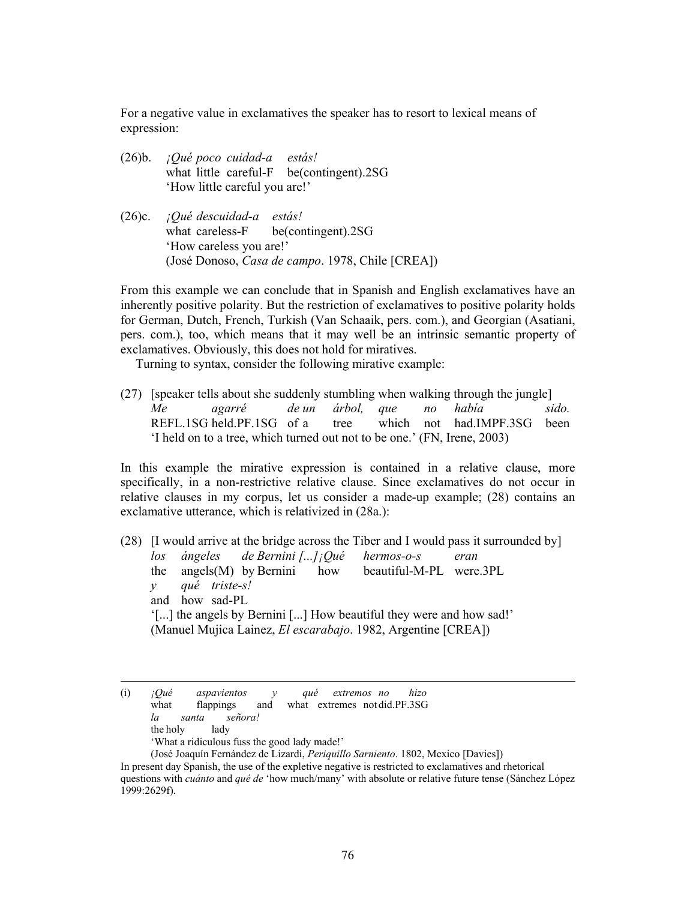For a negative value in exclamatives the speaker has to resort to lexical means of expression:

(26)b. *¡Qué poco cuidad-a estás!*
what little careful-F be(contingent).2SG
'How little careful you are!'

(26)c. *¡Qué descuidad-a estás!*
what careless-F be(contingent).2SG
'How careless you are!'
(José Donoso, *Casa de campo*. 1978, Chile [CREA])

From this example we can conclude that in Spanish and English exclamatives have an inherently positive polarity. But the restriction of exclamatives to positive polarity holds for German, Dutch, French, Turkish (Van Schaaik, pers. com.), and Georgian (Asatiani, pers. com.), too, which means that it may well be an intrinsic semantic property of exclamatives. Obviously, this does not hold for miratives.

Turning to syntax, consider the following mirative example:

(27) [speaker tells about she suddenly stumbling when walking through the jungle]
*Me agarré de un árbol, que no había sido.*
REFL.1SG held.PF.1SG of a tree which not had.IMPF.3SG been
'I held on to a tree, which turned out not to be one.' (FN, Irene, 2003)

In this example the mirative expression is contained in a relative clause, more specifically, in a non-restrictive relative clause. Since exclamatives do not occur in relative clauses in my corpus, let us consider a made-up example; (28) contains an exclamative utterance, which is relativized in (28a.):

(28) [I would arrive at the bridge across the Tiber and I would pass it surrounded by]
*los ángeles de Bernini [...] ¡Qué hermos-o-s eran*
the angels(M) by Bernini how beautiful-M-PL were.3PL
*y qué triste-s!*
and how sad-PL
'[...] the angels by Bernini [...] How beautiful they were and how sad!'
(Manuel Mujica Lainez, *El escarabajo*. 1982, Argentine [CREA])

---

(i) *¡Qué aspavientos y qué extremos no hizo*
what flappings and what extremes not did.PF.3SG
*la santa señora!*
the holy lady
'What a ridiculous fuss the good lady made!'
(José Joaquín Fernández de Lizardi, *Periquillo Sarniento*. 1802, Mexico [Davies])

In present day Spanish, the use of the expletive negative is restricted to exclamatives and rhetorical questions with *cuánto* and *qué de* 'how much/many' with absolute or relative future tense (Sánchez López 1999:2629f).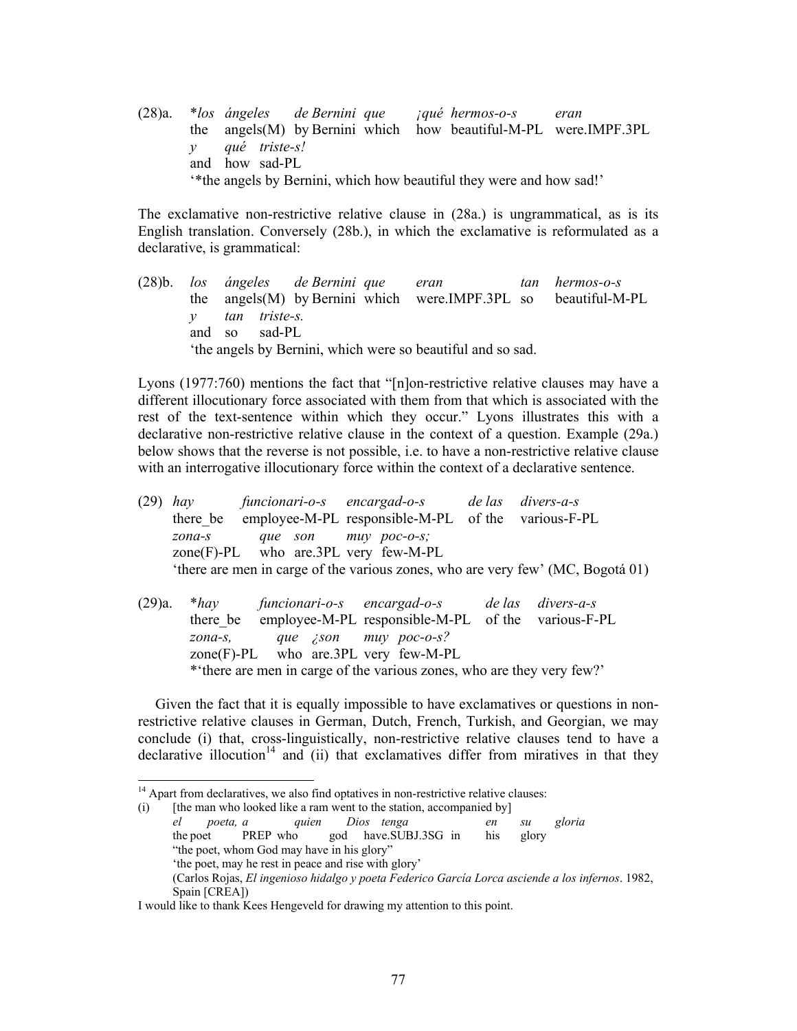(28)a. \*_los ángeles de Bernini que ¡qué hermos-o-s eran_
the angels(M) by Bernini which how beautiful-M-PL were.IMPF.3PL
_y qué triste-s!_
and how sad-PL
'\*the angels by Bernini, which how beautiful they were and how sad!'

The exclamative non-restrictive relative clause in (28a.) is ungrammatical, as is its English translation. Conversely (28b.), in which the exclamative is reformulated as a declarative, is grammatical:

(28)b. _los ángeles de Bernini que eran tan hermos-o-s_
the angels(M) by Bernini which were.IMPF.3PL so beautiful-M-PL
_y tan triste-s._
and so sad-PL
'the angels by Bernini, which were so beautiful and so sad.

Lyons (1977:760) mentions the fact that "[n]on-restrictive relative clauses may have a different illocutionary force associated with them from that which is associated with the rest of the text-sentence within which they occur." Lyons illustrates this with a declarative non-restrictive relative clause in the context of a question. Example (29a.) below shows that the reverse is not possible, i.e. to have a non-restrictive relative clause with an interrogative illocutionary force within the context of a declarative sentence.

(29) _hay funcionari-o-s encargad-o-s de las divers-a-s_
there_be employee-M-PL responsible-M-PL of the various-F-PL
_zona-s que son muy poc-o-s;_
zone(F)-PL who are.3PL very few-M-PL
'there are men in carge of the various zones, who are very few' (MC, Bogotá 01)

(29)a. \*_hay funcionari-o-s encargad-o-s de las divers-a-s_
there_be employee-M-PL responsible-M-PL of the various-F-PL
_zona-s, que ¿son muy poc-o-s?_
zone(F)-PL who are.3PL very few-M-PL
\*'there are men in carge of the various zones, who are they very few?'

Given the fact that it is equally impossible to have exclamatives or questions in non-restrictive relative clauses in German, Dutch, French, Turkish, and Georgian, we may conclude (i) that, cross-linguistically, non-restrictive relative clauses tend to have a declarative illocution[14] and (ii) that exclamatives differ from miratives in that they

---

[14] Apart from declaratives, we also find optatives in non-restrictive relative clauses:

(i) [the man who looked like a ram went to the station, accompanied by]
_el poeta, a quien Dios tenga en su gloria_
the poet PREP who god have.SUBJ.3SG in his glory
"the poet, whom God may have in his glory"
'the poet, may he rest in peace and rise with glory'
(Carlos Rojas, _El ingenioso hidalgo y poeta Federico García Lorca asciende a los infernos_. 1982, Spain [CREA])

I would like to thank Kees Hengeveld for drawing my attention to this point.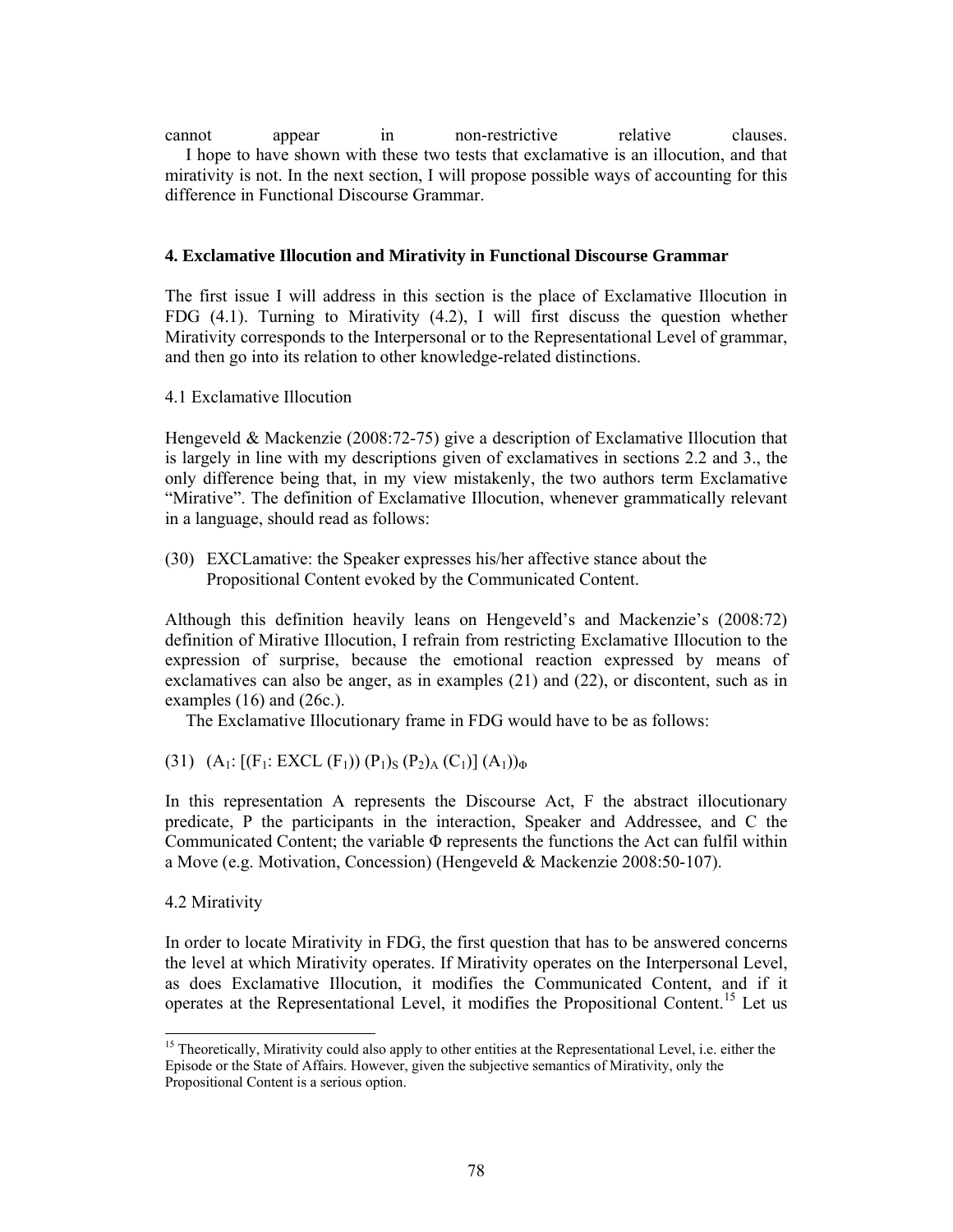cannot appear in non-restrictive relative clauses.

I hope to have shown with these two tests that exclamative is an illocution, and that mirativity is not. In the next section, I will propose possible ways of accounting for this difference in Functional Discourse Grammar.

## 4. Exclamative Illocution and Mirativity in Functional Discourse Grammar

The first issue I will address in this section is the place of Exclamative Illocution in FDG (4.1). Turning to Mirativity (4.2), I will first discuss the question whether Mirativity corresponds to the Interpersonal or to the Representational Level of grammar, and then go into its relation to other knowledge-related distinctions.

### 4.1 Exclamative Illocution

Hengeveld & Mackenzie (2008:72-75) give a description of Exclamative Illocution that is largely in line with my descriptions given of exclamatives in sections 2.2 and 3., the only difference being that, in my view mistakenly, the two authors term Exclamative "Mirative". The definition of Exclamative Illocution, whenever grammatically relevant in a language, should read as follows:

(30) EXCLamative: the Speaker expresses his/her affective stance about the Propositional Content evoked by the Communicated Content.

Although this definition heavily leans on Hengeveld's and Mackenzie's (2008:72) definition of Mirative Illocution, I refrain from restricting Exclamative Illocution to the expression of surprise, because the emotional reaction expressed by means of exclamatives can also be anger, as in examples (21) and (22), or discontent, such as in examples (16) and (26c.).

The Exclamative Illocutionary frame in FDG would have to be as follows:

(31) $(A_1: [(F_1: \text{EXCL } (F_1)) \ (P_1)_S \ (P_2)_A \ (C_1)] \ (A_1))_\Phi$

In this representation A represents the Discourse Act, F the abstract illocutionary predicate, P the participants in the interaction, Speaker and Addressee, and C the Communicated Content; the variable $\Phi$ represents the functions the Act can fulfil within a Move (e.g. Motivation, Concession) (Hengeveld & Mackenzie 2008:50-107).

### 4.2 Mirativity

In order to locate Mirativity in FDG, the first question that has to be answered concerns the level at which Mirativity operates. If Mirativity operates on the Interpersonal Level, as does Exclamative Illocution, it modifies the Communicated Content, and if it operates at the Representational Level, it modifies the Propositional Content.[15] Let us

[15] Theoretically, Mirativity could also apply to other entities at the Representational Level, i.e. either the Episode or the State of Affairs. However, given the subjective semantics of Mirativity, only the Propositional Content is a serious option.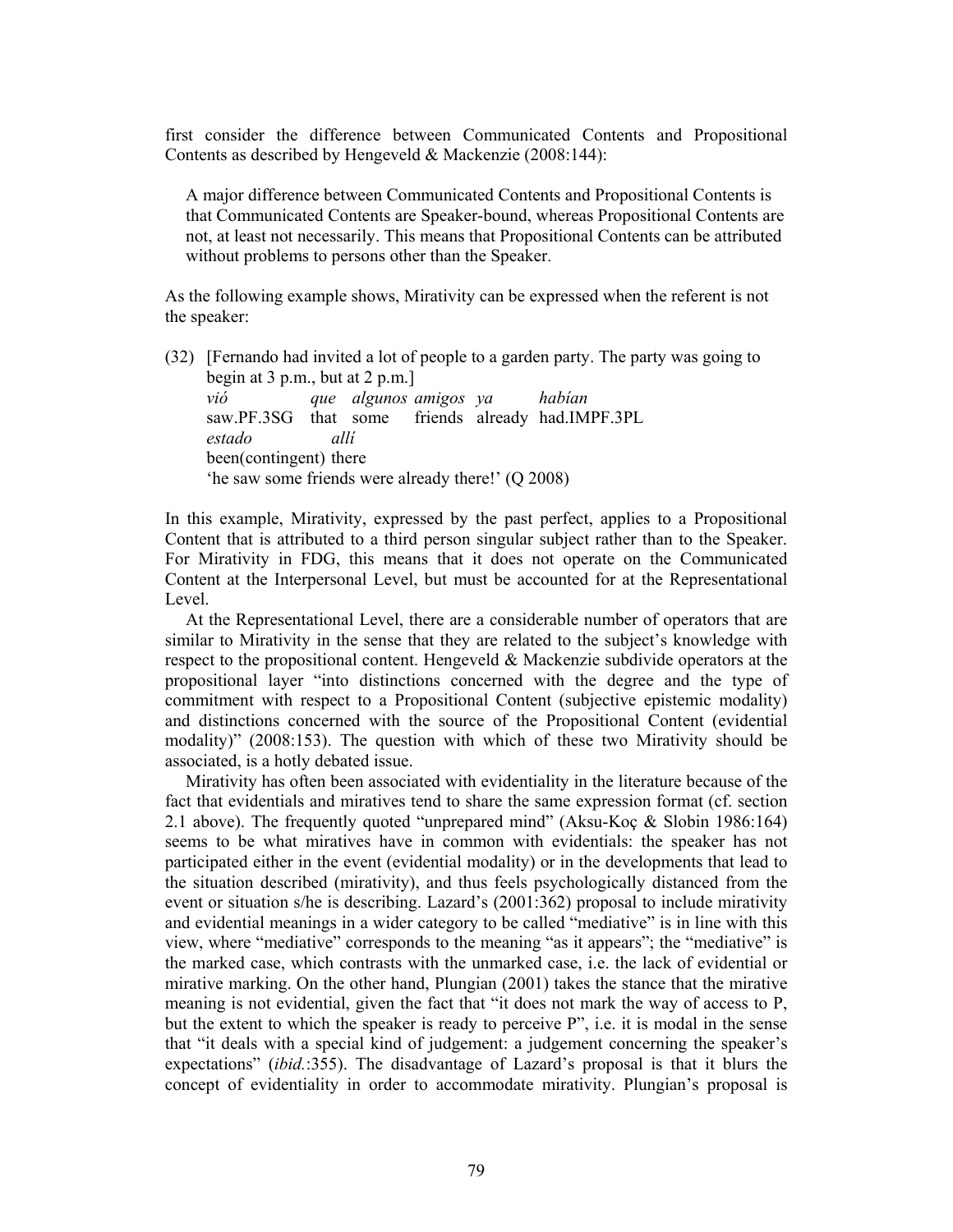first consider the difference between Communicated Contents and Propositional Contents as described by Hengeveld & Mackenzie (2008:144):

> A major difference between Communicated Contents and Propositional Contents is that Communicated Contents are Speaker-bound, whereas Propositional Contents are not, at least not necessarily. This means that Propositional Contents can be attributed without problems to persons other than the Speaker.

As the following example shows, Mirativity can be expressed when the referent is not the speaker:

(32) [Fernando had invited a lot of people to a garden party. The party was going to begin at 3 p.m., but at 2 p.m.]

| | | | | | | |
|---|---|---|---|---|---|---|
| *vió* | *que* | *algunos* | *amigos* | *ya* | *habían* | |
| saw.PF.3SG | that | some | friends | already | had.IMPF.3PL | |
| *estado* | *allí* | | | | | |
| been(contingent) | there | | | | | |

'he saw some friends were already there!' (Q 2008)

In this example, Mirativity, expressed by the past perfect, applies to a Propositional Content that is attributed to a third person singular subject rather than to the Speaker. For Mirativity in FDG, this means that it does not operate on the Communicated Content at the Interpersonal Level, but must be accounted for at the Representational Level.

At the Representational Level, there are a considerable number of operators that are similar to Mirativity in the sense that they are related to the subject's knowledge with respect to the propositional content. Hengeveld & Mackenzie subdivide operators at the propositional layer "into distinctions concerned with the degree and the type of commitment with respect to a Propositional Content (subjective epistemic modality) and distinctions concerned with the source of the Propositional Content (evidential modality)" (2008:153). The question with which of these two Mirativity should be associated, is a hotly debated issue.

Mirativity has often been associated with evidentiality in the literature because of the fact that evidentials and miratives tend to share the same expression format (cf. section 2.1 above). The frequently quoted "unprepared mind" (Aksu-Koç & Slobin 1986:164) seems to be what miratives have in common with evidentials: the speaker has not participated either in the event (evidential modality) or in the developments that lead to the situation described (mirativity), and thus feels psychologically distanced from the event or situation s/he is describing. Lazard's (2001:362) proposal to include mirativity and evidential meanings in a wider category to be called "mediative" is in line with this view, where "mediative" corresponds to the meaning "as it appears"; the "mediative" is the marked case, which contrasts with the unmarked case, i.e. the lack of evidential or mirative marking. On the other hand, Plungian (2001) takes the stance that the mirative meaning is not evidential, given the fact that "it does not mark the way of access to P, but the extent to which the speaker is ready to perceive P", i.e. it is modal in the sense that "it deals with a special kind of judgement: a judgement concerning the speaker's expectations" (*ibid.*:355). The disadvantage of Lazard's proposal is that it blurs the concept of evidentiality in order to accommodate mirativity. Plungian's proposal is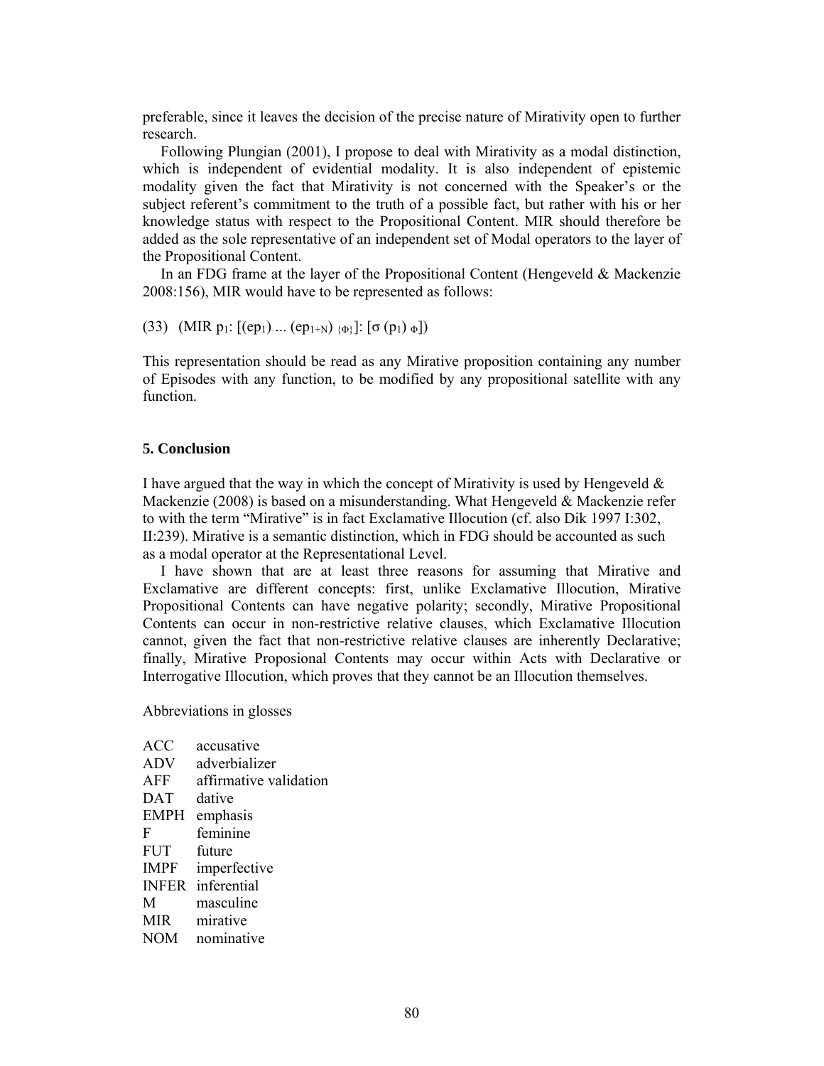preferable, since it leaves the decision of the precise nature of Mirativity open to further research.

Following Plungian (2001), I propose to deal with Mirativity as a modal distinction, which is independent of evidential modality. It is also independent of epistemic modality given the fact that Mirativity is not concerned with the Speaker's or the subject referent's commitment to the truth of a possible fact, but rather with his or her knowledge status with respect to the Propositional Content. MIR should therefore be added as the sole representative of an independent set of Modal operators to the layer of the Propositional Content.

In an FDG frame at the layer of the Propositional Content (Hengeveld & Mackenzie 2008:156), MIR would have to be represented as follows:

(33) (MIR $p_1$: [($ep_1$) ... ($ep_{1+N}$) $_{\{\Phi\}}$]: [σ ($p_1$) $_{\Phi}$])

This representation should be read as any Mirative proposition containing any number of Episodes with any function, to be modified by any propositional satellite with any function.

## 5. Conclusion

I have argued that the way in which the concept of Mirativity is used by Hengeveld & Mackenzie (2008) is based on a misunderstanding. What Hengeveld & Mackenzie refer to with the term "Mirative" is in fact Exclamative Illocution (cf. also Dik 1997 I:302, II:239). Mirative is a semantic distinction, which in FDG should be accounted as such as a modal operator at the Representational Level.

I have shown that are at least three reasons for assuming that Mirative and Exclamative are different concepts: first, unlike Exclamative Illocution, Mirative Propositional Contents can have negative polarity; secondly, Mirative Propositional Contents can occur in non-restrictive relative clauses, which Exclamative Illocution cannot, given the fact that non-restrictive relative clauses are inherently Declarative; finally, Mirative Proposional Contents may occur within Acts with Declarative or Interrogative Illocution, which proves that they cannot be an Illocution themselves.

Abbreviations in glosses

| | |
|---|---|
| ACC | accusative |
| ADV | adverbializer |
| AFF | affirmative validation |
| DAT | dative |
| EMPH | emphasis |
| F | feminine |
| FUT | future |
| IMPF | imperfective |
| INFER | inferential |
| M | masculine |
| MIR | mirative |
| NOM | nominative |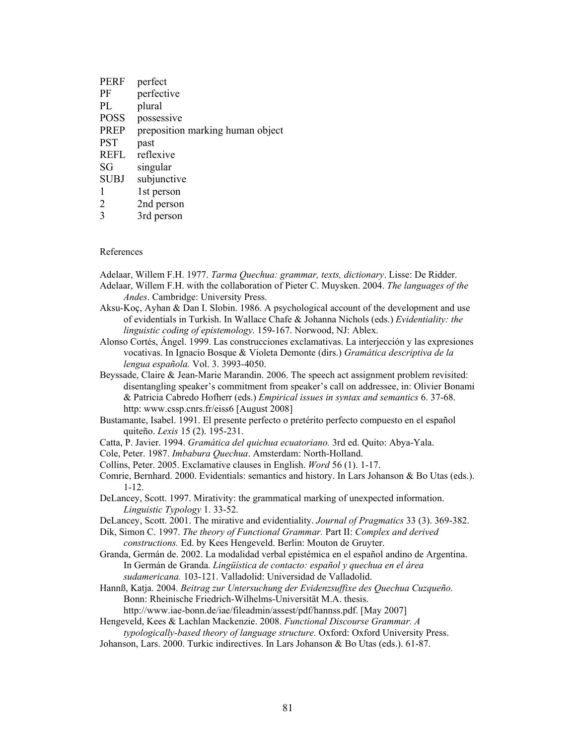| | |
|---|---|
| PERF | perfect |
| PF | perfective |
| PL | plural |
| POSS | possessive |
| PREP | preposition marking human object |
| PST | past |
| REFL | reflexive |
| SG | singular |
| SUBJ | subjunctive |
| 1 | 1st person |
| 2 | 2nd person |
| 3 | 3rd person |

## References

Adelaar, Willem F.H. 1977. *Tarma Quechua: grammar, texts, dictionary*. Lisse: De Ridder.

Adelaar, Willem F.H. with the collaboration of Pieter C. Muysken. 2004. *The languages of the Andes*. Cambridge: University Press.

Aksu-Koç, Ayhan & Dan I. Slobin. 1986. A psychological account of the development and use of evidentials in Turkish. In Wallace Chafe & Johanna Nichols (eds.) *Evidentiality: the linguistic coding of epistemology.* 159-167. Norwood, NJ: Ablex.

Alonso Cortés, Ángel. 1999. Las construcciones exclamativas. La interjección y las expresiones vocativas. In Ignacio Bosque & Violeta Demonte (dirs.) *Gramática descriptiva de la lengua española.* Vol. 3. 3993-4050.

Beyssade, Claire & Jean-Marie Marandin. 2006. The speech act assignment problem revisited: disentangling speaker's commitment from speaker's call on addressee, in: Olivier Bonami & Patricia Cabredo Hofherr (eds.) *Empirical issues in syntax and semantics* 6. 37-68. http: www.cssp.cnrs.fr/eiss6 [August 2008]

Bustamante, Isabel. 1991. El presente perfecto o pretérito perfecto compuesto en el español quiteño. *Lexis* 15 (2). 195-231.

Catta, P. Javier. 1994. *Gramática del quichua ecuatoriano.* 3rd ed. Quito: Abya-Yala.

Cole, Peter. 1987. *Imbabura Quechua*. Amsterdam: North-Holland.

Collins, Peter. 2005. Exclamative clauses in English. *Word* 56 (1). 1-17.

Comrie, Bernhard. 2000. Evidentials: semantics and history. In Lars Johanson & Bo Utas (eds.). 1-12.

DeLancey, Scott. 1997. Mirativity: the grammatical marking of unexpected information. *Linguistic Typology* 1. 33-52.

DeLancey, Scott. 2001. The mirative and evidentiality. *Journal of Pragmatics* 33 (3). 369-382.

Dik, Simon C. 1997. *The theory of Functional Grammar.* Part II: *Complex and derived constructions.* Ed. by Kees Hengeveld. Berlin: Mouton de Gruyter.

Granda, Germán de. 2002. La modalidad verbal epistémica en el español andino de Argentina. In Germán de Granda. *Lingüística de contacto: español y quechua en el área sudamericana.* 103-121. Valladolid: Universidad de Valladolid.

Hannß, Katja. 2004. *Beitrag zur Untersuchung der Evidenzsuffixe des Quechua Cuzqueño.* Bonn: Rheinische Friedrich-Wilhelms-Universität M.A. thesis. http://www.iae-bonn.de/iae/fileadmin/assest/pdf/hannss.pdf. [May 2007]

Hengeveld, Kees & Lachlan Mackenzie. 2008. *Functional Discourse Grammar. A typologically-based theory of language structure.* Oxford: Oxford University Press.

Johanson, Lars. 2000. Turkic indirectives. In Lars Johanson & Bo Utas (eds.). 61-87.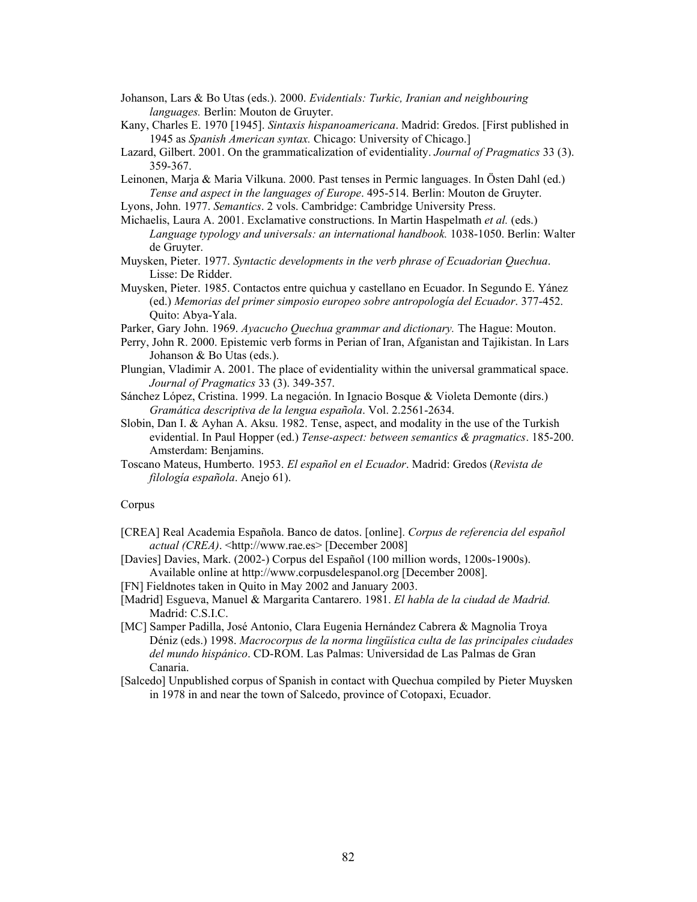Johanson, Lars & Bo Utas (eds.). 2000. *Evidentials: Turkic, Iranian and neighbouring languages.* Berlin: Mouton de Gruyter.

Kany, Charles E. 1970 [1945]. *Sintaxis hispanoamericana*. Madrid: Gredos. [First published in 1945 as *Spanish American syntax.* Chicago: University of Chicago.]

Lazard, Gilbert. 2001. On the grammaticalization of evidentiality. *Journal of Pragmatics* 33 (3). 359-367.

Leinonen, Marja & Maria Vilkuna. 2000. Past tenses in Permic languages. In Östen Dahl (ed.) *Tense and aspect in the languages of Europe*. 495-514. Berlin: Mouton de Gruyter.

Lyons, John. 1977. *Semantics*. 2 vols. Cambridge: Cambridge University Press.

Michaelis, Laura A. 2001. Exclamative constructions. In Martin Haspelmath *et al.* (eds.) *Language typology and universals: an international handbook.* 1038-1050. Berlin: Walter de Gruyter.

Muysken, Pieter. 1977. *Syntactic developments in the verb phrase of Ecuadorian Quechua*. Lisse: De Ridder.

Muysken, Pieter. 1985. Contactos entre quichua y castellano en Ecuador. In Segundo E. Yánez (ed.) *Memorias del primer simposio europeo sobre antropología del Ecuador*. 377-452. Quito: Abya-Yala.

Parker, Gary John. 1969. *Ayacucho Quechua grammar and dictionary.* The Hague: Mouton.

Perry, John R. 2000. Epistemic verb forms in Perian of Iran, Afganistan and Tajikistan. In Lars Johanson & Bo Utas (eds.).

Plungian, Vladimir A. 2001. The place of evidentiality within the universal grammatical space. *Journal of Pragmatics* 33 (3). 349-357.

Sánchez López, Cristina. 1999. La negación. In Ignacio Bosque & Violeta Demonte (dirs.) *Gramática descriptiva de la lengua española*. Vol. 2.2561-2634.

Slobin, Dan I. & Ayhan A. Aksu. 1982. Tense, aspect, and modality in the use of the Turkish evidential. In Paul Hopper (ed.) *Tense-aspect: between semantics & pragmatics*. 185-200. Amsterdam: Benjamins.

Toscano Mateus, Humberto. 1953. *El español en el Ecuador*. Madrid: Gredos (*Revista de filología española*. Anejo 61).

Corpus

[CREA] Real Academia Española. Banco de datos. [online]. *Corpus de referencia del español actual (CREA)*. <http://www.rae.es> [December 2008]

[Davies] Davies, Mark. (2002-) Corpus del Español (100 million words, 1200s-1900s). Available online at http://www.corpusdelespanol.org [December 2008].

[FN] Fieldnotes taken in Quito in May 2002 and January 2003.

[Madrid] Esgueva, Manuel & Margarita Cantarero. 1981. *El habla de la ciudad de Madrid.* Madrid: C.S.I.C.

[MC] Samper Padilla, José Antonio, Clara Eugenia Hernández Cabrera & Magnolia Troya Déniz (eds.) 1998. *Macrocorpus de la norma lingüística culta de las principales ciudades del mundo hispánico*. CD-ROM. Las Palmas: Universidad de Las Palmas de Gran Canaria.

[Salcedo] Unpublished corpus of Spanish in contact with Quechua compiled by Pieter Muysken in 1978 in and near the town of Salcedo, province of Cotopaxi, Ecuador.